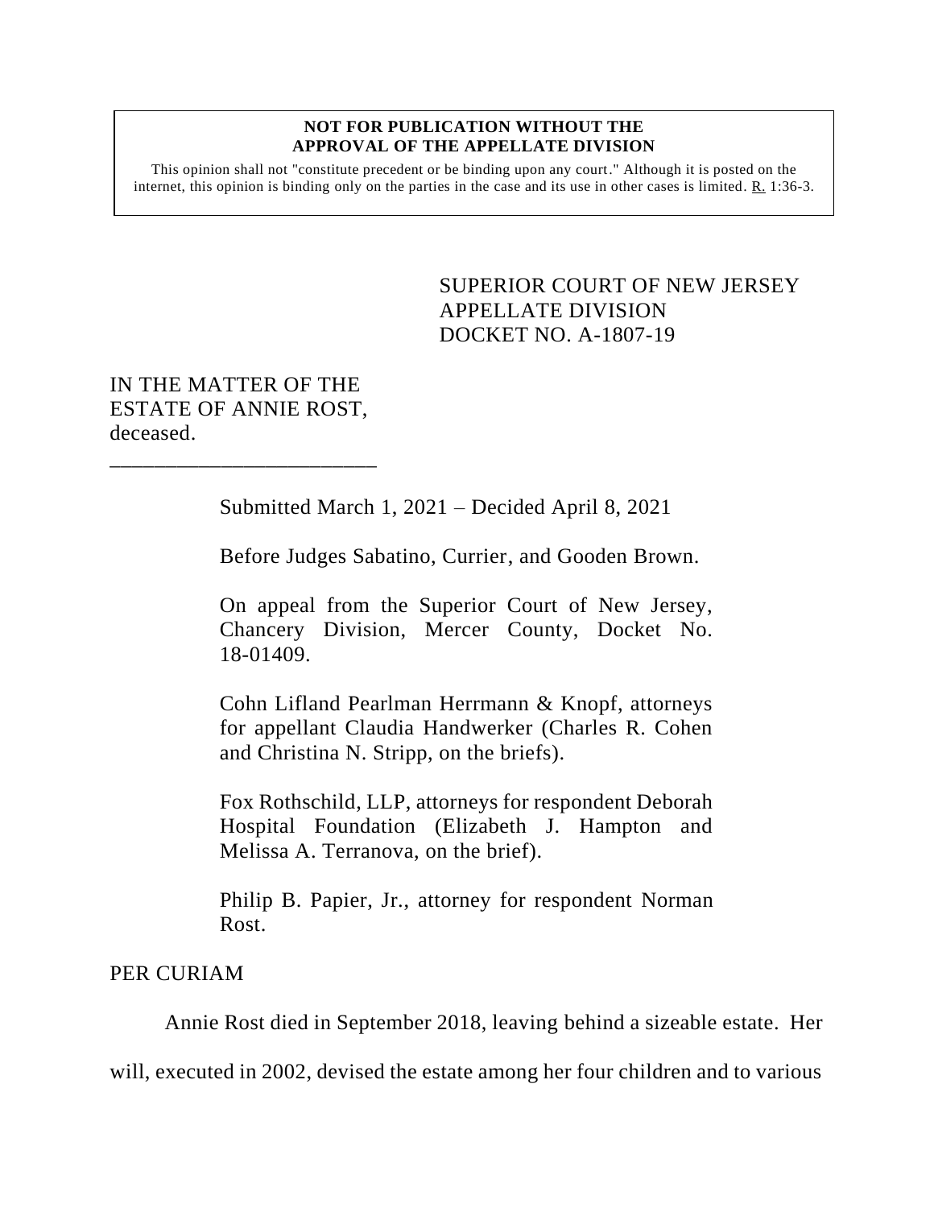**NOT FOR PUBLICATION WITHOUT THE APPROVAL OF THE APPELLATE DIVISION**

This opinion shall not "constitute precedent or be binding upon any court." Although it is posted on the internet, this opinion is binding only on the parties in the case and its use in other cases is limited. R. 1:36-3.

SUPERIOR COURT OF NEW JERSEY
APPELLATE DIVISION
DOCKET NO. A-1807-19

IN THE MATTER OF THE ESTATE OF ANNIE ROST, deceased.

\_\_\_\_\_\_\_\_\_\_\_\_\_\_\_\_\_\_\_\_\_\_\_\_\_

Submitted March 1, 2021 – Decided April 8, 2021

Before Judges Sabatino, Currier, and Gooden Brown.

On appeal from the Superior Court of New Jersey, Chancery Division, Mercer County, Docket No. 18-01409.

Cohn Lifland Pearlman Herrmann & Knopf, attorneys for appellant Claudia Handwerker (Charles R. Cohen and Christina N. Stripp, on the briefs).

Fox Rothschild, LLP, attorneys for respondent Deborah Hospital Foundation (Elizabeth J. Hampton and Melissa A. Terranova, on the brief).

Philip B. Papier, Jr., attorney for respondent Norman Rost.

PER CURIAM

Annie Rost died in September 2018, leaving behind a sizeable estate. Her will, executed in 2002, devised the estate among her four children and to various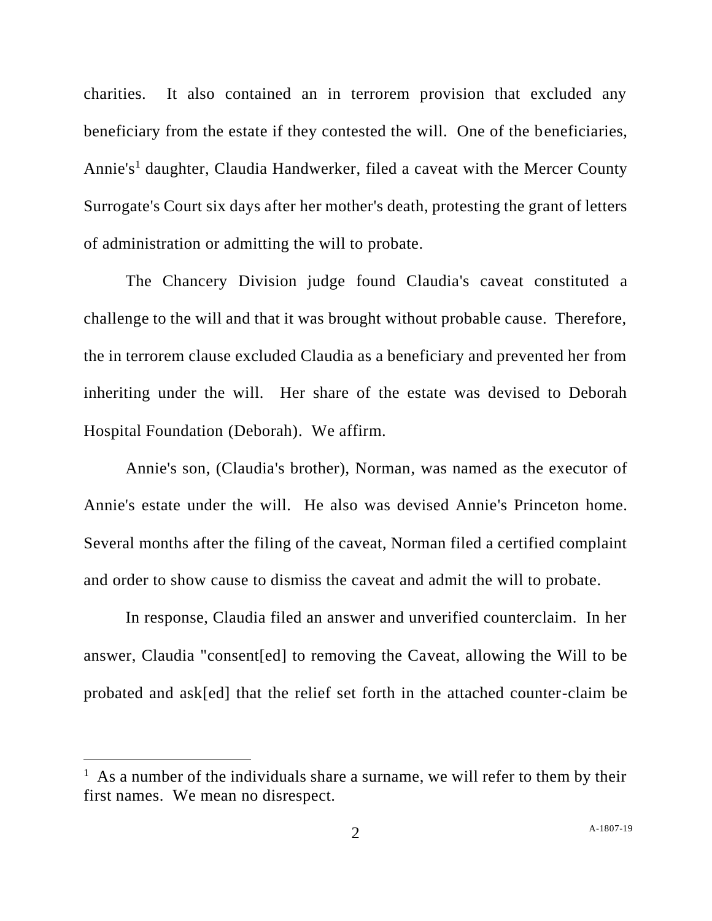charities. It also contained an in terrorem provision that excluded any beneficiary from the estate if they contested the will. One of the beneficiaries, Annie's[1] daughter, Claudia Handwerker, filed a caveat with the Mercer County Surrogate's Court six days after her mother's death, protesting the grant of letters of administration or admitting the will to probate.

The Chancery Division judge found Claudia's caveat constituted a challenge to the will and that it was brought without probable cause. Therefore, the in terrorem clause excluded Claudia as a beneficiary and prevented her from inheriting under the will. Her share of the estate was devised to Deborah Hospital Foundation (Deborah). We affirm.

Annie's son, (Claudia's brother), Norman, was named as the executor of Annie's estate under the will. He also was devised Annie's Princeton home. Several months after the filing of the caveat, Norman filed a certified complaint and order to show cause to dismiss the caveat and admit the will to probate.

In response, Claudia filed an answer and unverified counterclaim. In her answer, Claudia "consent[ed] to removing the Caveat, allowing the Will to be probated and ask[ed] that the relief set forth in the attached counter-claim be

---

[1] As a number of the individuals share a surname, we will refer to them by their first names. We mean no disrespect.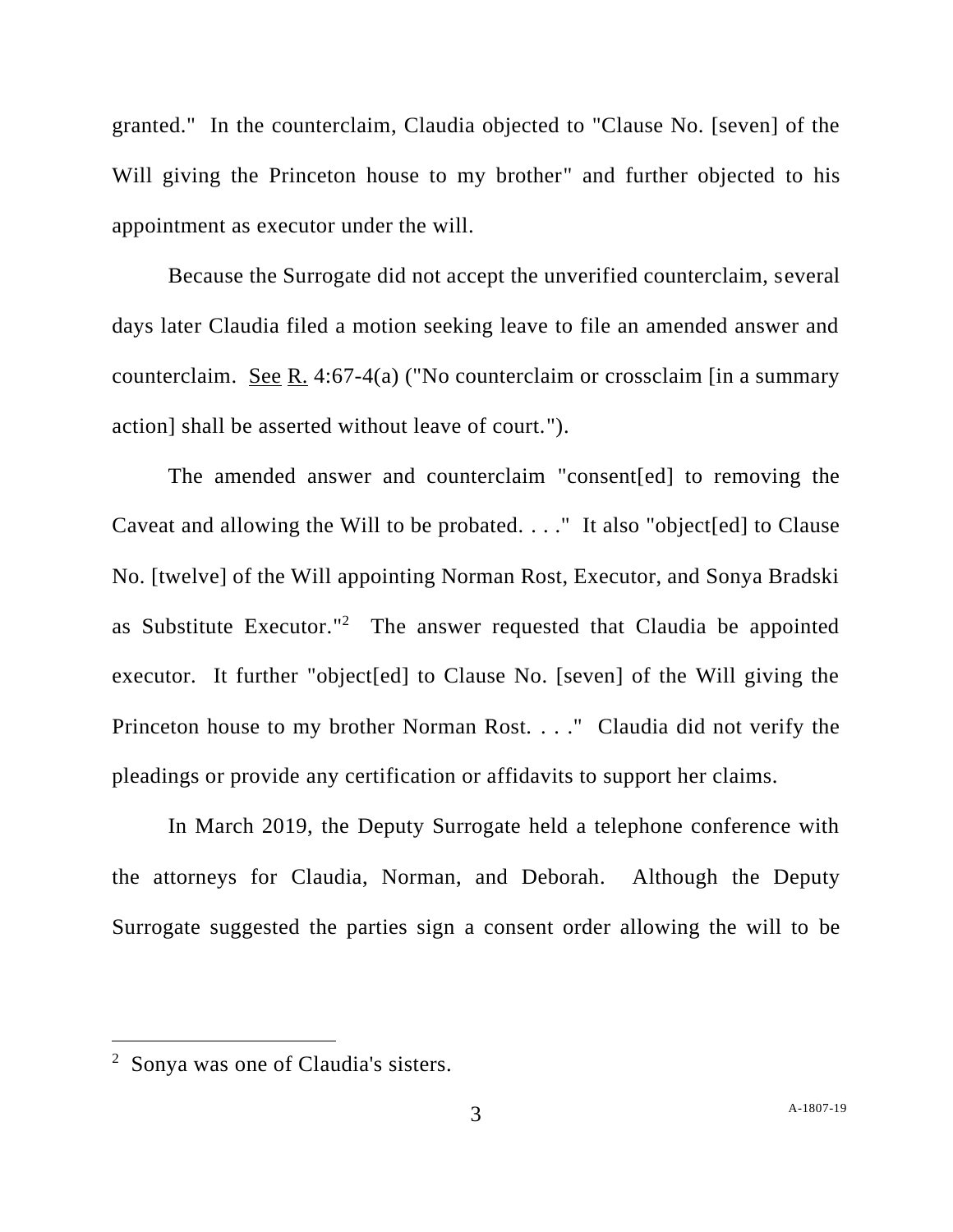granted." In the counterclaim, Claudia objected to "Clause No. [seven] of the Will giving the Princeton house to my brother" and further objected to his appointment as executor under the will.

Because the Surrogate did not accept the unverified counterclaim, several days later Claudia filed a motion seeking leave to file an amended answer and counterclaim. See R. 4:67-4(a) ("No counterclaim or crossclaim [in a summary action] shall be asserted without leave of court.").

The amended answer and counterclaim "consent[ed] to removing the Caveat and allowing the Will to be probated. . . ." It also "object[ed] to Clause No. [twelve] of the Will appointing Norman Rost, Executor, and Sonya Bradski as Substitute Executor."[2] The answer requested that Claudia be appointed executor. It further "object[ed] to Clause No. [seven] of the Will giving the Princeton house to my brother Norman Rost. . . ." Claudia did not verify the pleadings or provide any certification or affidavits to support her claims.

In March 2019, the Deputy Surrogate held a telephone conference with the attorneys for Claudia, Norman, and Deborah. Although the Deputy Surrogate suggested the parties sign a consent order allowing the will to be

---

[2] Sonya was one of Claudia's sisters.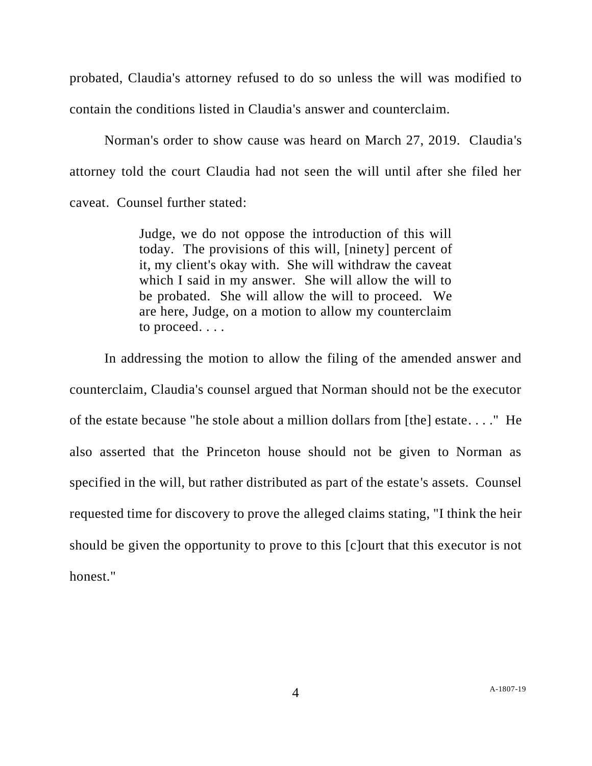probated, Claudia's attorney refused to do so unless the will was modified to contain the conditions listed in Claudia's answer and counterclaim.

Norman's order to show cause was heard on March 27, 2019. Claudia's attorney told the court Claudia had not seen the will until after she filed her caveat. Counsel further stated:

> Judge, we do not oppose the introduction of this will today. The provisions of this will, [ninety] percent of it, my client's okay with. She will withdraw the caveat which I said in my answer. She will allow the will to be probated. She will allow the will to proceed. We are here, Judge, on a motion to allow my counterclaim to proceed. . . .

In addressing the motion to allow the filing of the amended answer and counterclaim, Claudia's counsel argued that Norman should not be the executor of the estate because "he stole about a million dollars from [the] estate. . . ." He also asserted that the Princeton house should not be given to Norman as specified in the will, but rather distributed as part of the estate's assets. Counsel requested time for discovery to prove the alleged claims stating, "I think the heir should be given the opportunity to prove to this [c]ourt that this executor is not honest."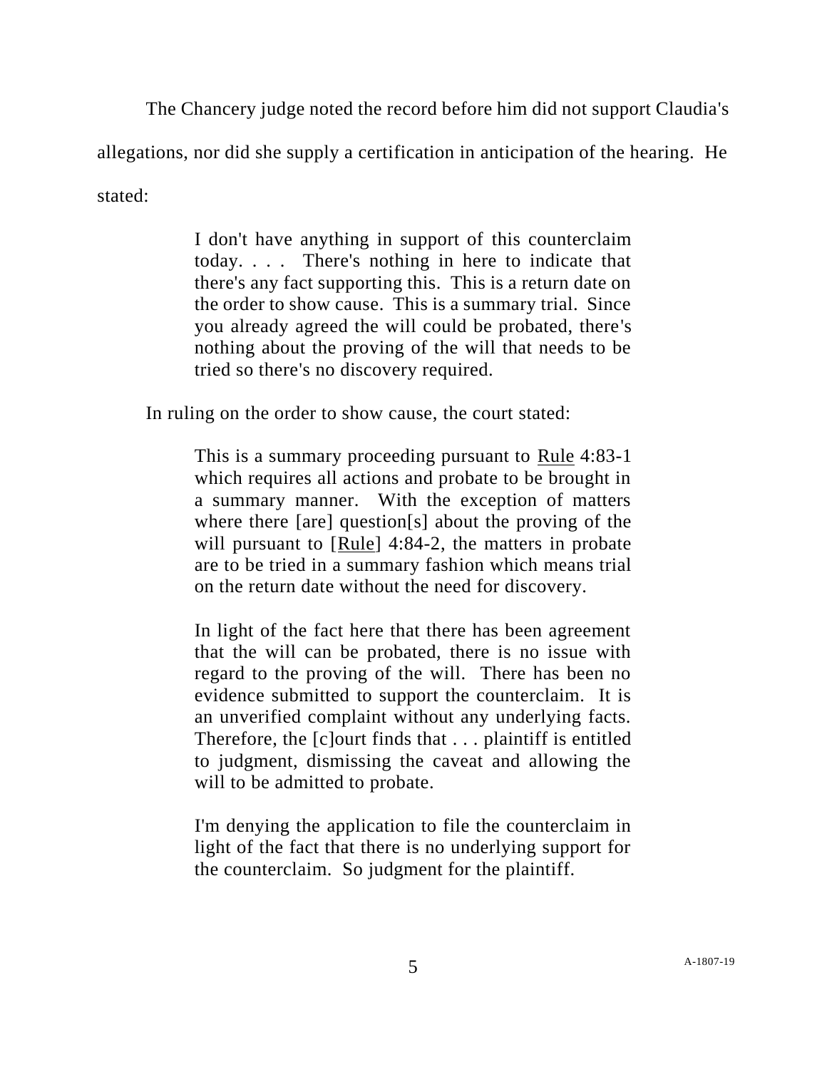The Chancery judge noted the record before him did not support Claudia's allegations, nor did she supply a certification in anticipation of the hearing. He stated:

> I don't have anything in support of this counterclaim today. . . . There's nothing in here to indicate that there's any fact supporting this. This is a return date on the order to show cause. This is a summary trial. Since you already agreed the will could be probated, there's nothing about the proving of the will that needs to be tried so there's no discovery required.

In ruling on the order to show cause, the court stated:

> This is a summary proceeding pursuant to Rule 4:83-1 which requires all actions and probate to be brought in a summary manner. With the exception of matters where there [are] question[s] about the proving of the will pursuant to [Rule] 4:84-2, the matters in probate are to be tried in a summary fashion which means trial on the return date without the need for discovery.
>
> In light of the fact here that there has been agreement that the will can be probated, there is no issue with regard to the proving of the will. There has been no evidence submitted to support the counterclaim. It is an unverified complaint without any underlying facts. Therefore, the [c]ourt finds that . . . plaintiff is entitled to judgment, dismissing the caveat and allowing the will to be admitted to probate.
>
> I'm denying the application to file the counterclaim in light of the fact that there is no underlying support for the counterclaim. So judgment for the plaintiff.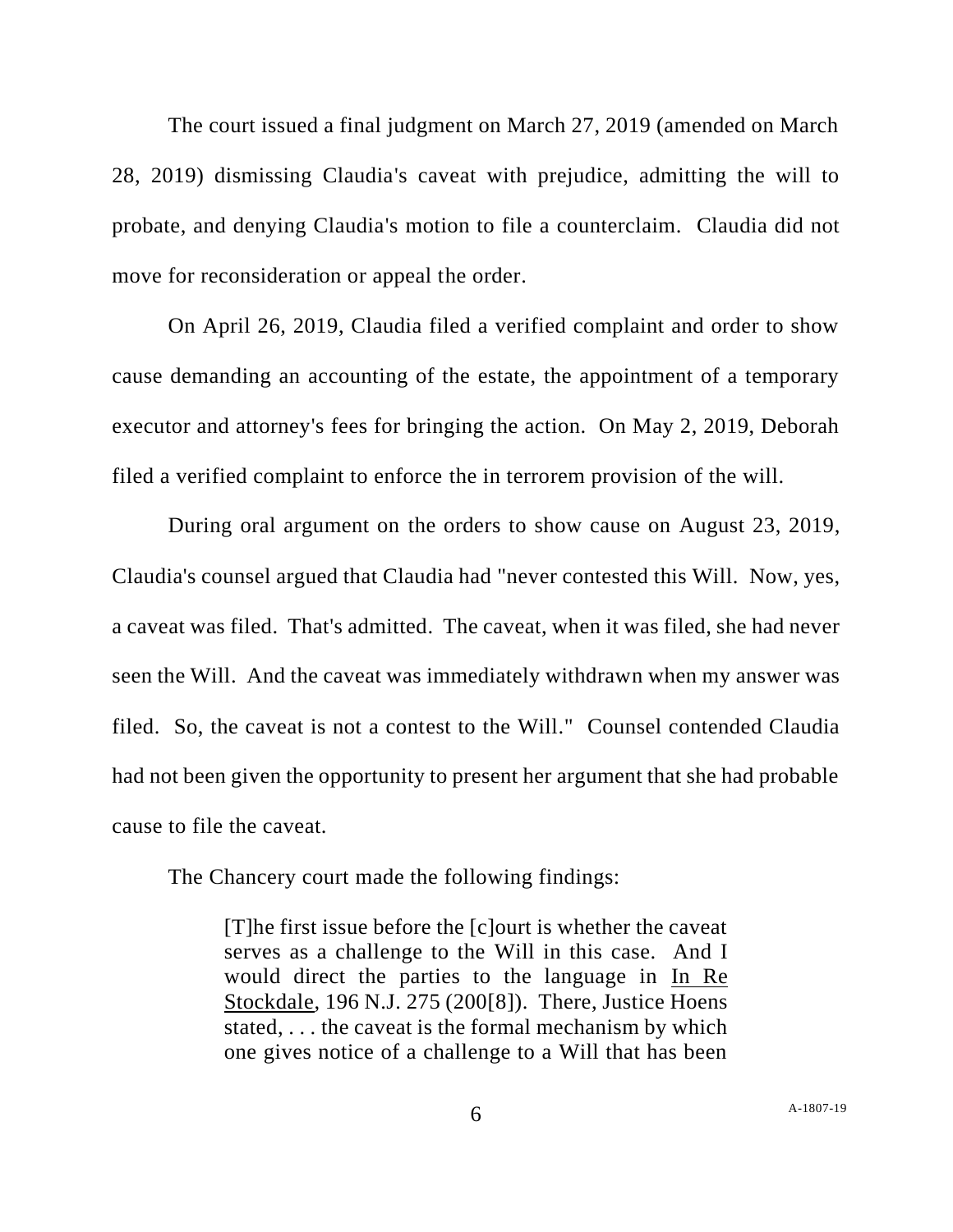The court issued a final judgment on March 27, 2019 (amended on March 28, 2019) dismissing Claudia's caveat with prejudice, admitting the will to probate, and denying Claudia's motion to file a counterclaim. Claudia did not move for reconsideration or appeal the order.

On April 26, 2019, Claudia filed a verified complaint and order to show cause demanding an accounting of the estate, the appointment of a temporary executor and attorney's fees for bringing the action. On May 2, 2019, Deborah filed a verified complaint to enforce the in terrorem provision of the will.

During oral argument on the orders to show cause on August 23, 2019, Claudia's counsel argued that Claudia had "never contested this Will. Now, yes, a caveat was filed. That's admitted. The caveat, when it was filed, she had never seen the Will. And the caveat was immediately withdrawn when my answer was filed. So, the caveat is not a contest to the Will." Counsel contended Claudia had not been given the opportunity to present her argument that she had probable cause to file the caveat.

The Chancery court made the following findings:

> [T]he first issue before the [c]ourt is whether the caveat serves as a challenge to the Will in this case. And I would direct the parties to the language in In Re Stockdale, 196 N.J. 275 (200[8]). There, Justice Hoens stated, . . . the caveat is the formal mechanism by which one gives notice of a challenge to a Will that has been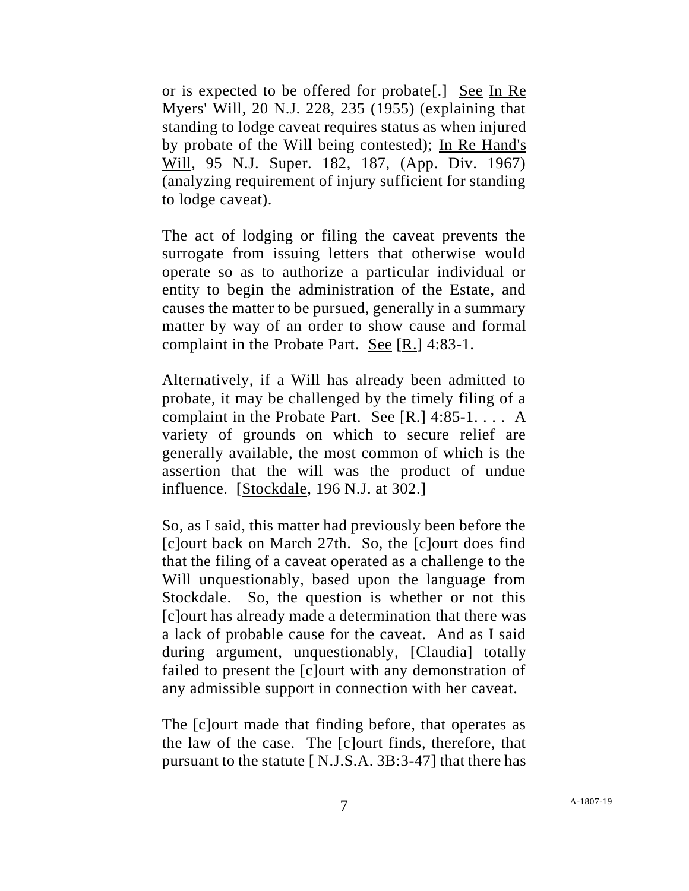or is expected to be offered for probate[.] See In Re Myers' Will, 20 N.J. 228, 235 (1955) (explaining that standing to lodge caveat requires status as when injured by probate of the Will being contested); In Re Hand's Will, 95 N.J. Super. 182, 187, (App. Div. 1967) (analyzing requirement of injury sufficient for standing to lodge caveat).

The act of lodging or filing the caveat prevents the surrogate from issuing letters that otherwise would operate so as to authorize a particular individual or entity to begin the administration of the Estate, and causes the matter to be pursued, generally in a summary matter by way of an order to show cause and formal complaint in the Probate Part. See [R.] 4:83-1.

Alternatively, if a Will has already been admitted to probate, it may be challenged by the timely filing of a complaint in the Probate Part. See [R.] 4:85-1. . . . A variety of grounds on which to secure relief are generally available, the most common of which is the assertion that the will was the product of undue influence. [Stockdale, 196 N.J. at 302.]

So, as I said, this matter had previously been before the [c]ourt back on March 27th. So, the [c]ourt does find that the filing of a caveat operated as a challenge to the Will unquestionably, based upon the language from Stockdale. So, the question is whether or not this [c]ourt has already made a determination that there was a lack of probable cause for the caveat. And as I said during argument, unquestionably, [Claudia] totally failed to present the [c]ourt with any demonstration of any admissible support in connection with her caveat.

The [c]ourt made that finding before, that operates as the law of the case. The [c]ourt finds, therefore, that pursuant to the statute [ N.J.S.A. 3B:3-47] that there has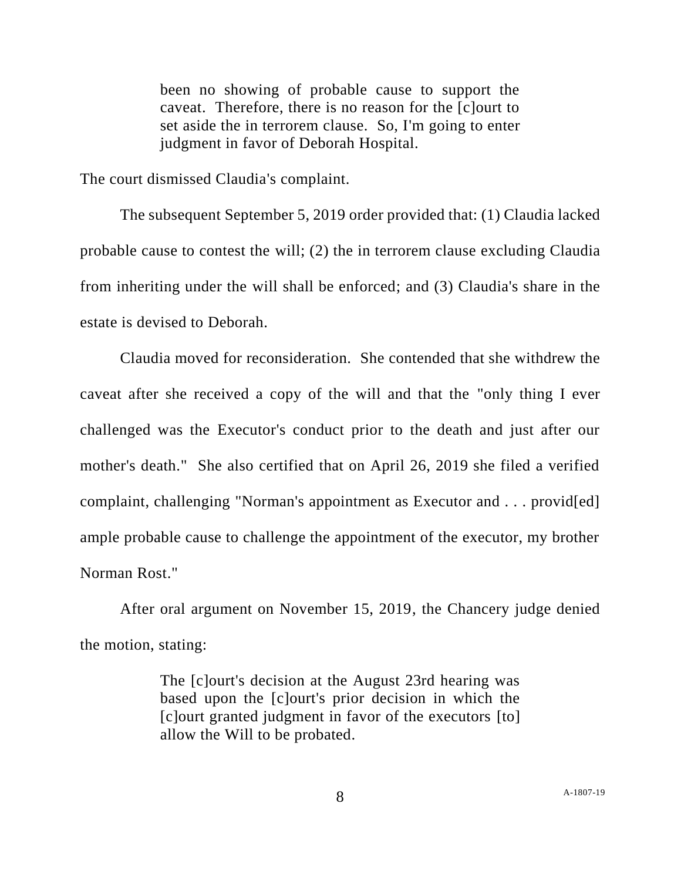> been no showing of probable cause to support the caveat. Therefore, there is no reason for the [c]ourt to set aside the in terrorem clause. So, I'm going to enter judgment in favor of Deborah Hospital.

The court dismissed Claudia's complaint.

The subsequent September 5, 2019 order provided that: (1) Claudia lacked probable cause to contest the will; (2) the in terrorem clause excluding Claudia from inheriting under the will shall be enforced; and (3) Claudia's share in the estate is devised to Deborah.

Claudia moved for reconsideration. She contended that she withdrew the caveat after she received a copy of the will and that the "only thing I ever challenged was the Executor's conduct prior to the death and just after our mother's death." She also certified that on April 26, 2019 she filed a verified complaint, challenging "Norman's appointment as Executor and . . . provid[ed] ample probable cause to challenge the appointment of the executor, my brother Norman Rost."

After oral argument on November 15, 2019, the Chancery judge denied the motion, stating:

> The [c]ourt's decision at the August 23rd hearing was based upon the [c]ourt's prior decision in which the [c]ourt granted judgment in favor of the executors [to] allow the Will to be probated.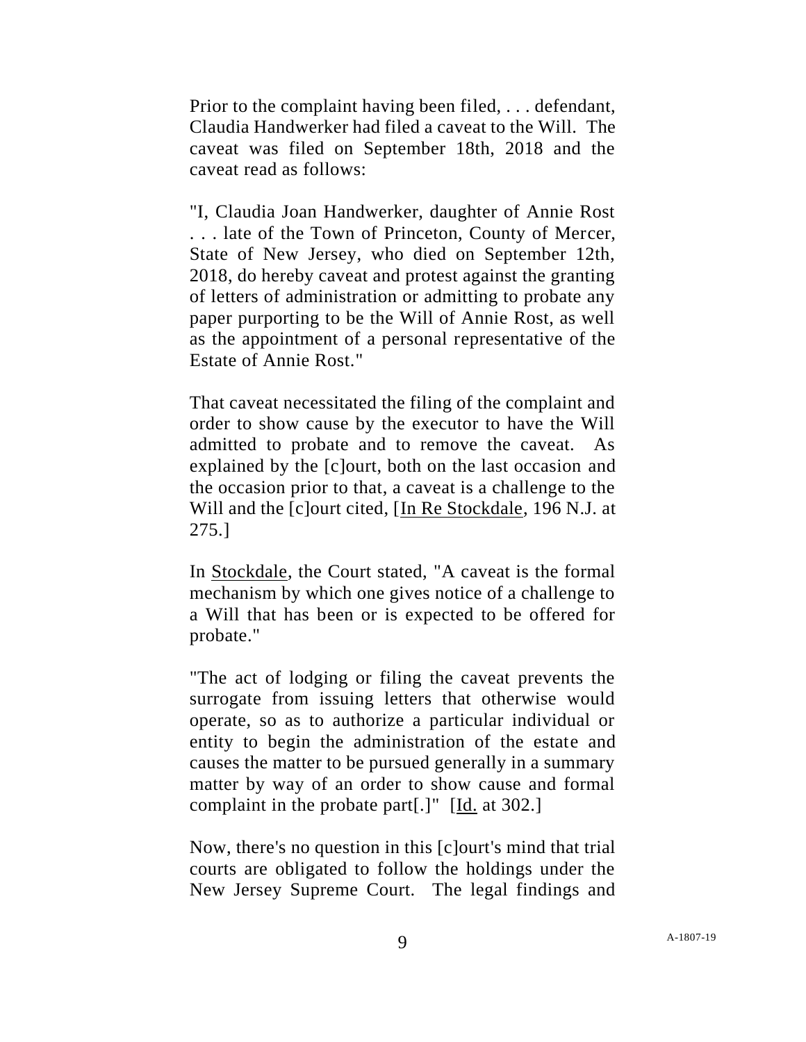Prior to the complaint having been filed, . . . defendant, Claudia Handwerker had filed a caveat to the Will. The caveat was filed on September 18th, 2018 and the caveat read as follows:

"I, Claudia Joan Handwerker, daughter of Annie Rost . . . late of the Town of Princeton, County of Mercer, State of New Jersey, who died on September 12th, 2018, do hereby caveat and protest against the granting of letters of administration or admitting to probate any paper purporting to be the Will of Annie Rost, as well as the appointment of a personal representative of the Estate of Annie Rost."

That caveat necessitated the filing of the complaint and order to show cause by the executor to have the Will admitted to probate and to remove the caveat. As explained by the [c]ourt, both on the last occasion and the occasion prior to that, a caveat is a challenge to the Will and the [c]ourt cited, [<u>In Re Stockdale</u>, 196 N.J. at 275.]

In <u>Stockdale</u>, the Court stated, "A caveat is the formal mechanism by which one gives notice of a challenge to a Will that has been or is expected to be offered for probate."

"The act of lodging or filing the caveat prevents the surrogate from issuing letters that otherwise would operate, so as to authorize a particular individual or entity to begin the administration of the estate and causes the matter to be pursued generally in a summary matter by way of an order to show cause and formal complaint in the probate part[.]" [<u>Id.</u> at 302.]

Now, there's no question in this [c]ourt's mind that trial courts are obligated to follow the holdings under the New Jersey Supreme Court. The legal findings and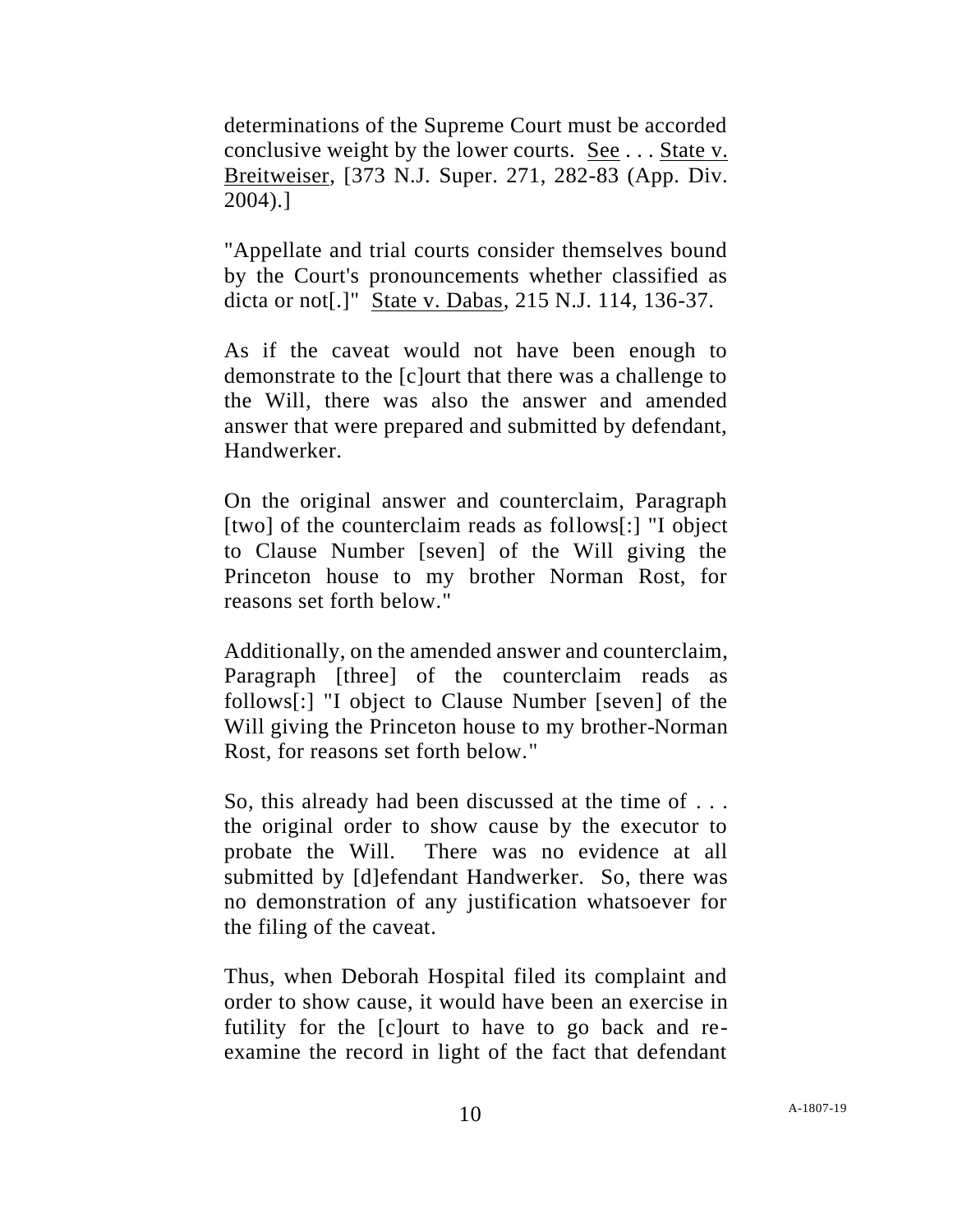determinations of the Supreme Court must be accorded conclusive weight by the lower courts. See . . . State v. Breitweiser, [373 N.J. Super. 271, 282-83 (App. Div. 2004).]

"Appellate and trial courts consider themselves bound by the Court's pronouncements whether classified as dicta or not[.]" State v. Dabas, 215 N.J. 114, 136-37.

As if the caveat would not have been enough to demonstrate to the [c]ourt that there was a challenge to the Will, there was also the answer and amended answer that were prepared and submitted by defendant, Handwerker.

On the original answer and counterclaim, Paragraph [two] of the counterclaim reads as follows[:] "I object to Clause Number [seven] of the Will giving the Princeton house to my brother Norman Rost, for reasons set forth below."

Additionally, on the amended answer and counterclaim, Paragraph [three] of the counterclaim reads as follows[:] "I object to Clause Number [seven] of the Will giving the Princeton house to my brother-Norman Rost, for reasons set forth below."

So, this already had been discussed at the time of . . . the original order to show cause by the executor to probate the Will. There was no evidence at all submitted by [d]efendant Handwerker. So, there was no demonstration of any justification whatsoever for the filing of the caveat.

Thus, when Deborah Hospital filed its complaint and order to show cause, it would have been an exercise in futility for the [c]ourt to have to go back and re-examine the record in light of the fact that defendant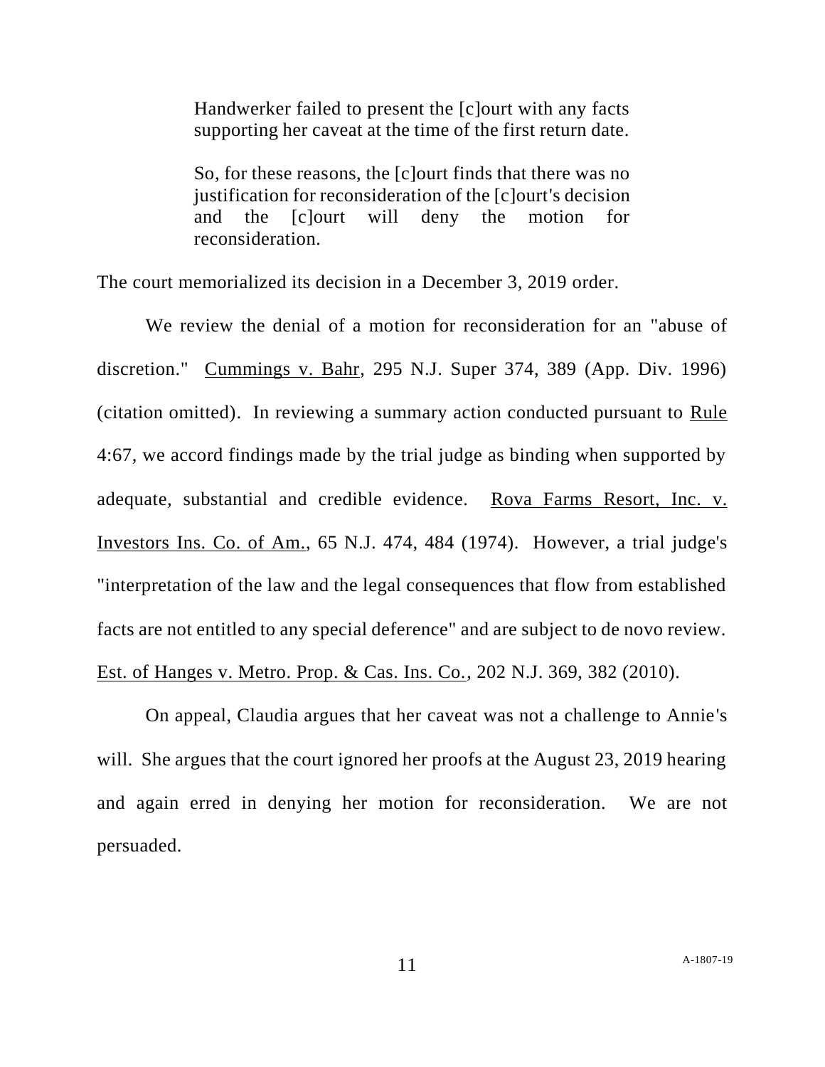> Handwerker failed to present the [c]ourt with any facts supporting her caveat at the time of the first return date.
>
> So, for these reasons, the [c]ourt finds that there was no justification for reconsideration of the [c]ourt's decision and the [c]ourt will deny the motion for reconsideration.

The court memorialized its decision in a December 3, 2019 order.

We review the denial of a motion for reconsideration for an "abuse of discretion." Cummings v. Bahr, 295 N.J. Super 374, 389 (App. Div. 1996) (citation omitted). In reviewing a summary action conducted pursuant to Rule 4:67, we accord findings made by the trial judge as binding when supported by adequate, substantial and credible evidence. Rova Farms Resort, Inc. v. Investors Ins. Co. of Am., 65 N.J. 474, 484 (1974). However, a trial judge's "interpretation of the law and the legal consequences that flow from established facts are not entitled to any special deference" and are subject to de novo review. Est. of Hanges v. Metro. Prop. & Cas. Ins. Co., 202 N.J. 369, 382 (2010).

On appeal, Claudia argues that her caveat was not a challenge to Annie's will. She argues that the court ignored her proofs at the August 23, 2019 hearing and again erred in denying her motion for reconsideration. We are not persuaded.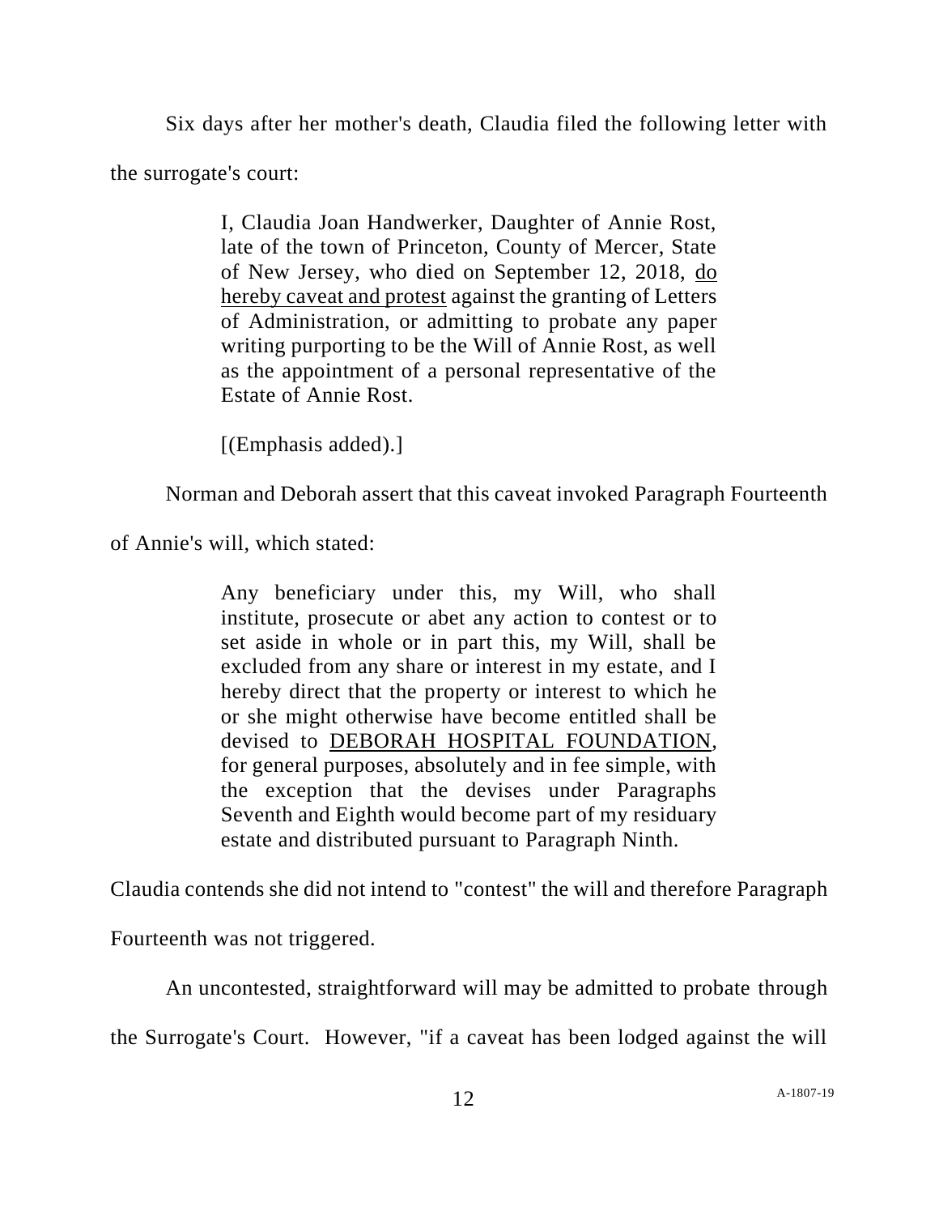Six days after her mother's death, Claudia filed the following letter with the surrogate's court:

> I, Claudia Joan Handwerker, Daughter of Annie Rost, late of the town of Princeton, County of Mercer, State of New Jersey, who died on September 12, 2018, <u>do hereby caveat and protest</u> against the granting of Letters of Administration, or admitting to probate any paper writing purporting to be the Will of Annie Rost, as well as the appointment of a personal representative of the Estate of Annie Rost.
>
> [(Emphasis added).]

Norman and Deborah assert that this caveat invoked Paragraph Fourteenth of Annie's will, which stated:

> Any beneficiary under this, my Will, who shall institute, prosecute or abet any action to contest or to set aside in whole or in part this, my Will, shall be excluded from any share or interest in my estate, and I hereby direct that the property or interest to which he or she might otherwise have become entitled shall be devised to <u>DEBORAH HOSPITAL FOUNDATION</u>, for general purposes, absolutely and in fee simple, with the exception that the devises under Paragraphs Seventh and Eighth would become part of my residuary estate and distributed pursuant to Paragraph Ninth.

Claudia contends she did not intend to "contest" the will and therefore Paragraph Fourteenth was not triggered.

An uncontested, straightforward will may be admitted to probate through the Surrogate's Court. However, "if a caveat has been lodged against the will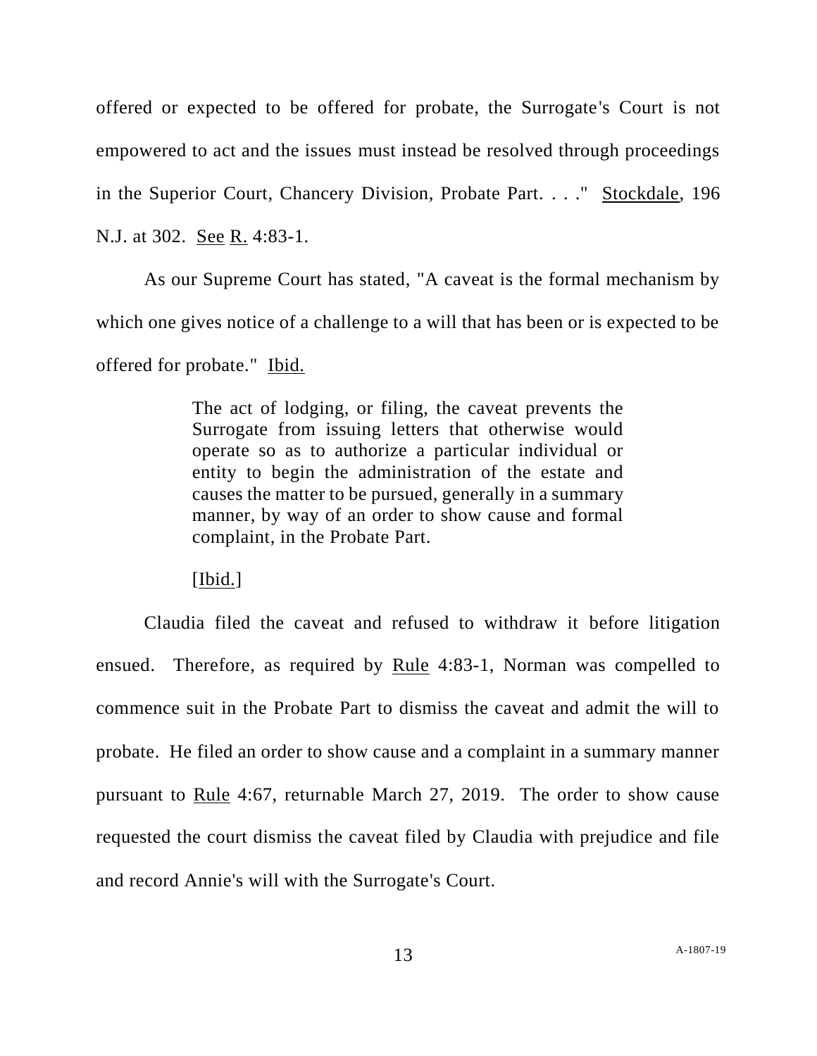offered or expected to be offered for probate, the Surrogate's Court is not empowered to act and the issues must instead be resolved through proceedings in the Superior Court, Chancery Division, Probate Part. . . ." Stockdale, 196 N.J. at 302. See R. 4:83-1.

As our Supreme Court has stated, "A caveat is the formal mechanism by which one gives notice of a challenge to a will that has been or is expected to be offered for probate." Ibid.

> The act of lodging, or filing, the caveat prevents the Surrogate from issuing letters that otherwise would operate so as to authorize a particular individual or entity to begin the administration of the estate and causes the matter to be pursued, generally in a summary manner, by way of an order to show cause and formal complaint, in the Probate Part.
>
> [Ibid.]

Claudia filed the caveat and refused to withdraw it before litigation ensued. Therefore, as required by Rule 4:83-1, Norman was compelled to commence suit in the Probate Part to dismiss the caveat and admit the will to probate. He filed an order to show cause and a complaint in a summary manner pursuant to Rule 4:67, returnable March 27, 2019. The order to show cause requested the court dismiss the caveat filed by Claudia with prejudice and file and record Annie's will with the Surrogate's Court.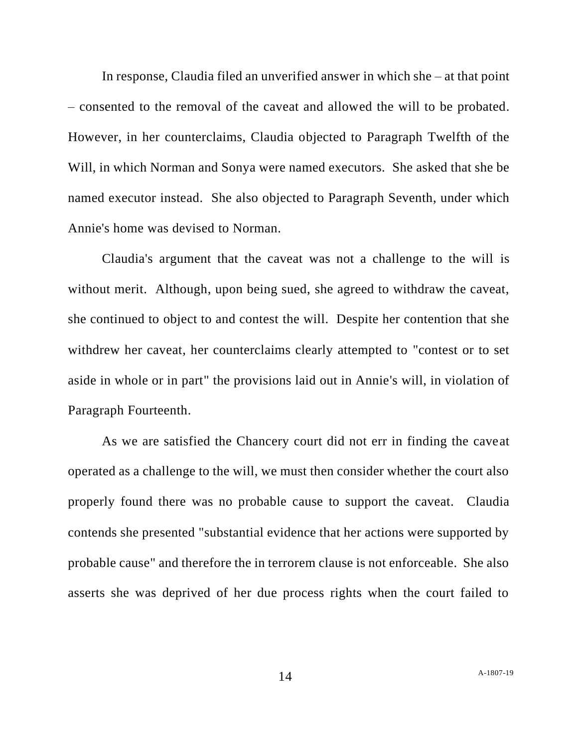In response, Claudia filed an unverified answer in which she – at that point – consented to the removal of the caveat and allowed the will to be probated. However, in her counterclaims, Claudia objected to Paragraph Twelfth of the Will, in which Norman and Sonya were named executors. She asked that she be named executor instead. She also objected to Paragraph Seventh, under which Annie's home was devised to Norman.

Claudia's argument that the caveat was not a challenge to the will is without merit. Although, upon being sued, she agreed to withdraw the caveat, she continued to object to and contest the will. Despite her contention that she withdrew her caveat, her counterclaims clearly attempted to "contest or to set aside in whole or in part" the provisions laid out in Annie's will, in violation of Paragraph Fourteenth.

As we are satisfied the Chancery court did not err in finding the caveat operated as a challenge to the will, we must then consider whether the court also properly found there was no probable cause to support the caveat. Claudia contends she presented "substantial evidence that her actions were supported by probable cause" and therefore the in terrorem clause is not enforceable. She also asserts she was deprived of her due process rights when the court failed to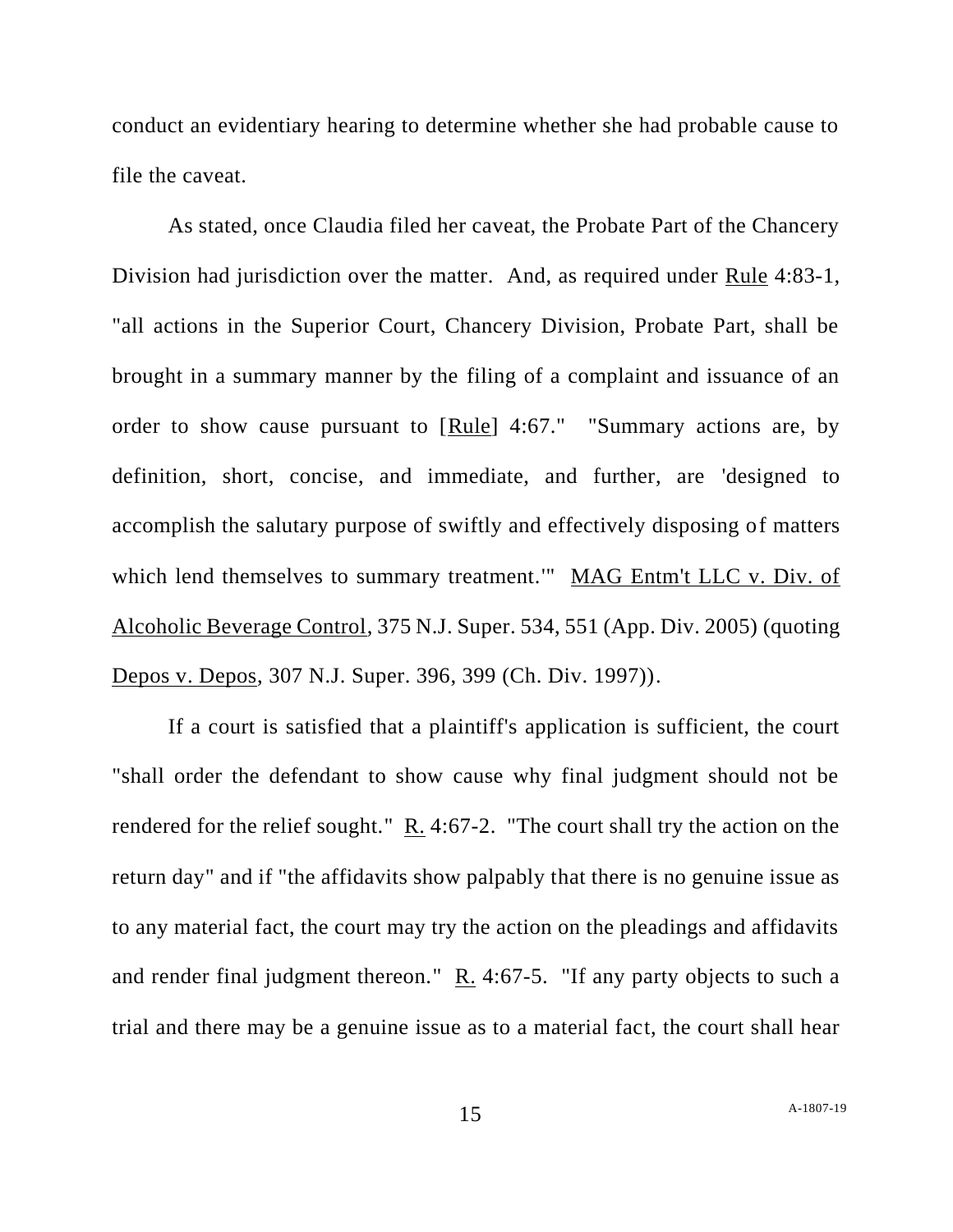conduct an evidentiary hearing to determine whether she had probable cause to file the caveat.

As stated, once Claudia filed her caveat, the Probate Part of the Chancery Division had jurisdiction over the matter. And, as required under Rule 4:83-1, "all actions in the Superior Court, Chancery Division, Probate Part, shall be brought in a summary manner by the filing of a complaint and issuance of an order to show cause pursuant to [Rule] 4:67." "Summary actions are, by definition, short, concise, and immediate, and further, are 'designed to accomplish the salutary purpose of swiftly and effectively disposing of matters which lend themselves to summary treatment.'" MAG Entm't LLC v. Div. of Alcoholic Beverage Control, 375 N.J. Super. 534, 551 (App. Div. 2005) (quoting Depos v. Depos, 307 N.J. Super. 396, 399 (Ch. Div. 1997)).

If a court is satisfied that a plaintiff's application is sufficient, the court "shall order the defendant to show cause why final judgment should not be rendered for the relief sought." R. 4:67-2. "The court shall try the action on the return day" and if "the affidavits show palpably that there is no genuine issue as to any material fact, the court may try the action on the pleadings and affidavits and render final judgment thereon." R. 4:67-5. "If any party objects to such a trial and there may be a genuine issue as to a material fact, the court shall hear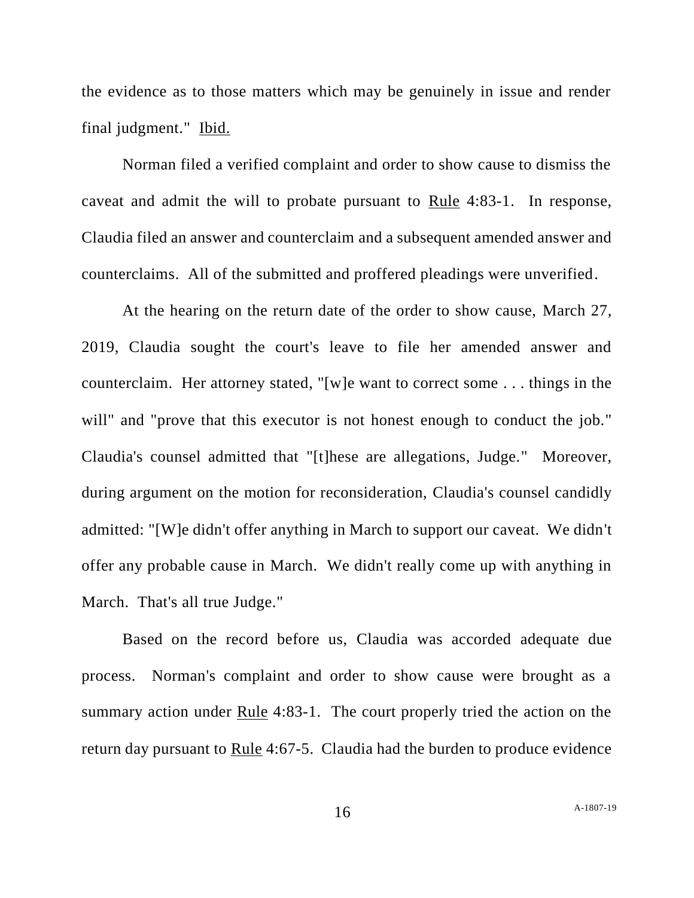the evidence as to those matters which may be genuinely in issue and render final judgment." Ibid.

Norman filed a verified complaint and order to show cause to dismiss the caveat and admit the will to probate pursuant to Rule 4:83-1. In response, Claudia filed an answer and counterclaim and a subsequent amended answer and counterclaims. All of the submitted and proffered pleadings were unverified.

At the hearing on the return date of the order to show cause, March 27, 2019, Claudia sought the court's leave to file her amended answer and counterclaim. Her attorney stated, "[w]e want to correct some . . . things in the will" and "prove that this executor is not honest enough to conduct the job." Claudia's counsel admitted that "[t]hese are allegations, Judge." Moreover, during argument on the motion for reconsideration, Claudia's counsel candidly admitted: "[W]e didn't offer anything in March to support our caveat. We didn't offer any probable cause in March. We didn't really come up with anything in March. That's all true Judge."

Based on the record before us, Claudia was accorded adequate due process. Norman's complaint and order to show cause were brought as a summary action under Rule 4:83-1. The court properly tried the action on the return day pursuant to Rule 4:67-5. Claudia had the burden to produce evidence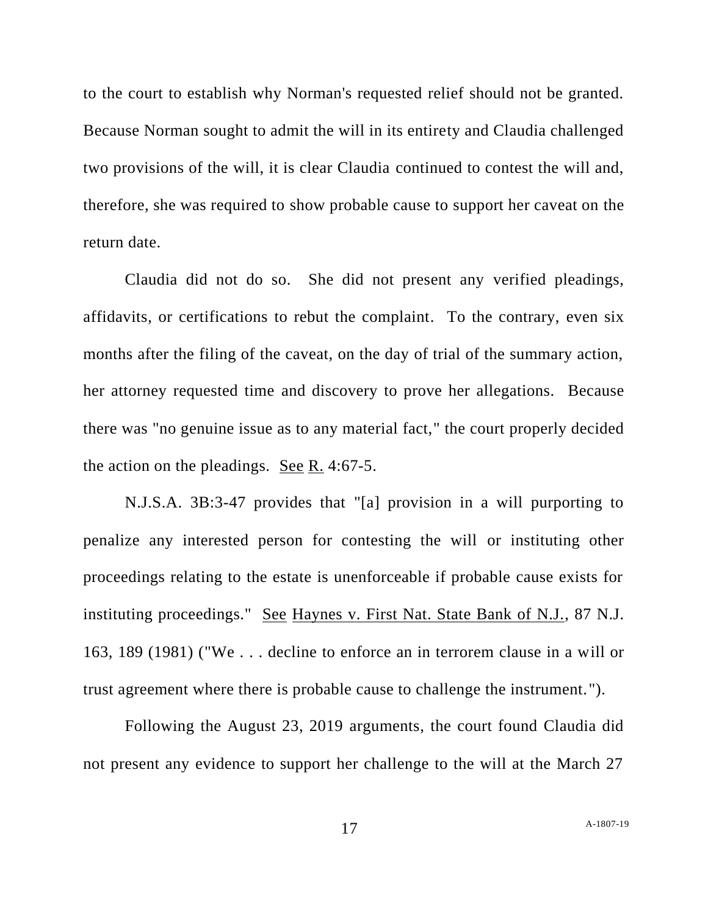to the court to establish why Norman's requested relief should not be granted. Because Norman sought to admit the will in its entirety and Claudia challenged two provisions of the will, it is clear Claudia continued to contest the will and, therefore, she was required to show probable cause to support her caveat on the return date.

Claudia did not do so. She did not present any verified pleadings, affidavits, or certifications to rebut the complaint. To the contrary, even six months after the filing of the caveat, on the day of trial of the summary action, her attorney requested time and discovery to prove her allegations. Because there was "no genuine issue as to any material fact," the court properly decided the action on the pleadings. See R. 4:67-5.

N.J.S.A. 3B:3-47 provides that "[a] provision in a will purporting to penalize any interested person for contesting the will or instituting other proceedings relating to the estate is unenforceable if probable cause exists for instituting proceedings." See Haynes v. First Nat. State Bank of N.J., 87 N.J. 163, 189 (1981) ("We . . . decline to enforce an in terrorem clause in a will or trust agreement where there is probable cause to challenge the instrument.").

Following the August 23, 2019 arguments, the court found Claudia did not present any evidence to support her challenge to the will at the March 27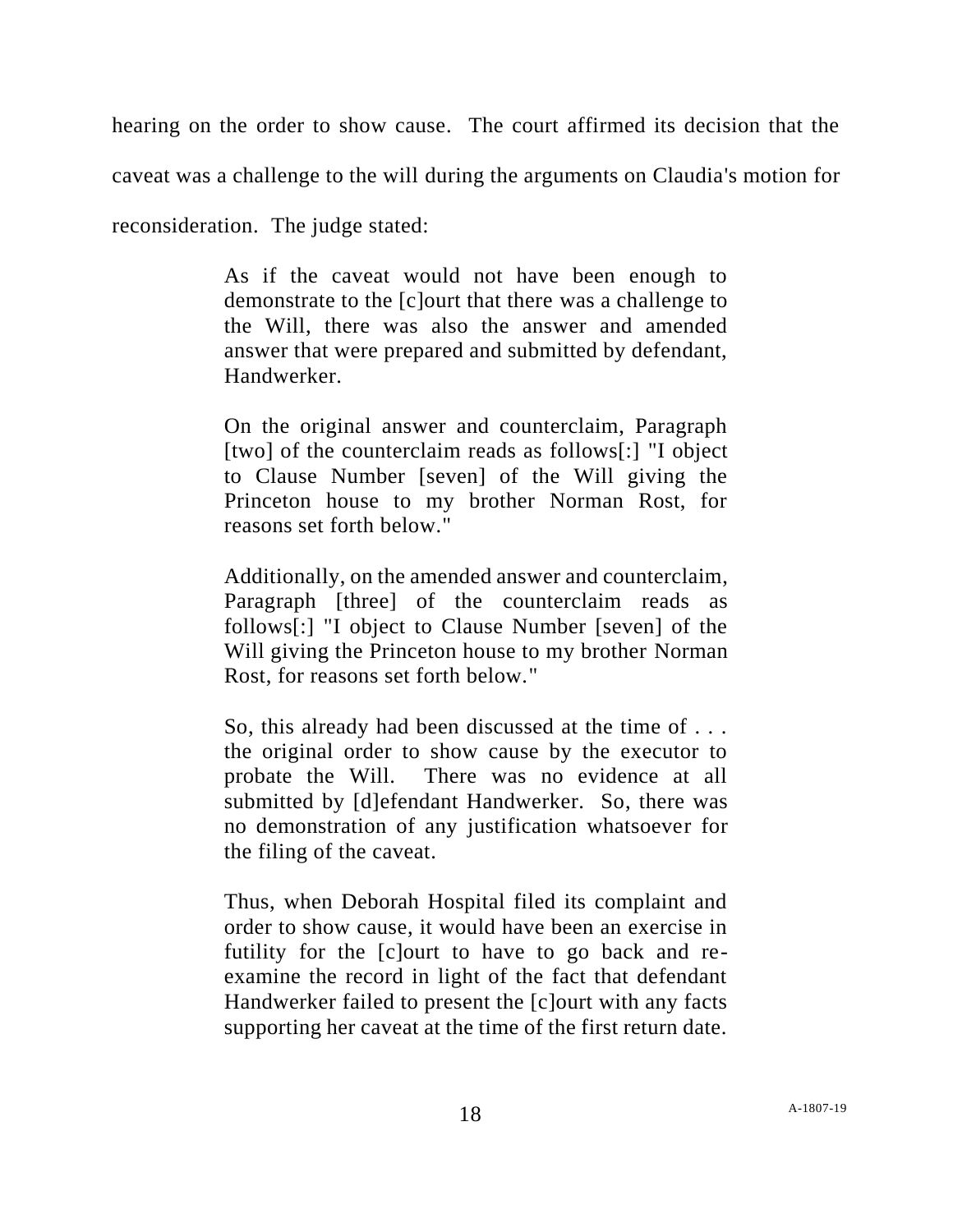hearing on the order to show cause. The court affirmed its decision that the caveat was a challenge to the will during the arguments on Claudia's motion for reconsideration. The judge stated:

> As if the caveat would not have been enough to demonstrate to the [c]ourt that there was a challenge to the Will, there was also the answer and amended answer that were prepared and submitted by defendant, Handwerker.
>
> On the original answer and counterclaim, Paragraph [two] of the counterclaim reads as follows[:] "I object to Clause Number [seven] of the Will giving the Princeton house to my brother Norman Rost, for reasons set forth below."
>
> Additionally, on the amended answer and counterclaim, Paragraph [three] of the counterclaim reads as follows[:] "I object to Clause Number [seven] of the Will giving the Princeton house to my brother Norman Rost, for reasons set forth below."
>
> So, this already had been discussed at the time of . . . the original order to show cause by the executor to probate the Will. There was no evidence at all submitted by [d]efendant Handwerker. So, there was no demonstration of any justification whatsoever for the filing of the caveat.
>
> Thus, when Deborah Hospital filed its complaint and order to show cause, it would have been an exercise in futility for the [c]ourt to have to go back and re-examine the record in light of the fact that defendant Handwerker failed to present the [c]ourt with any facts supporting her caveat at the time of the first return date.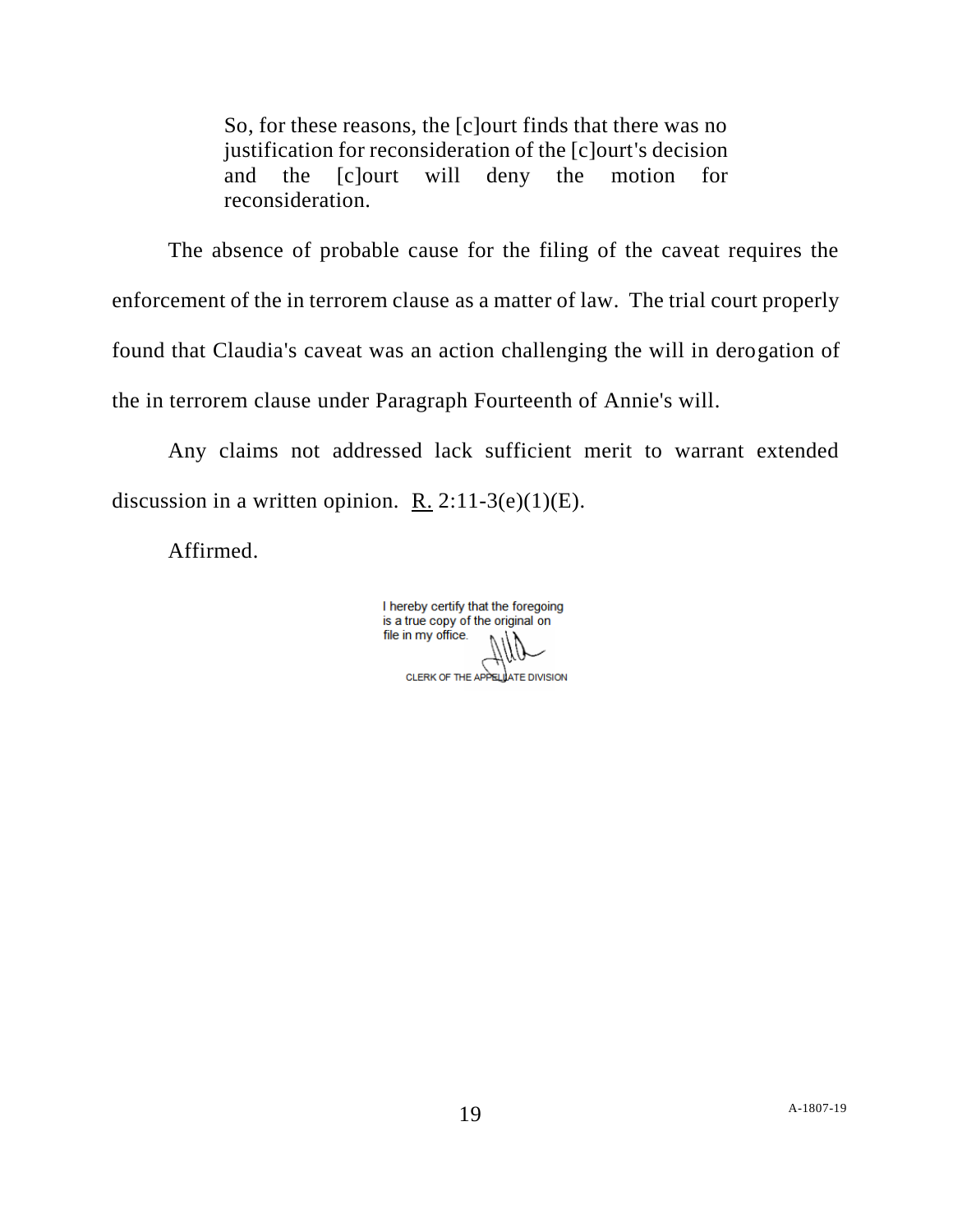> So, for these reasons, the [c]ourt finds that there was no justification for reconsideration of the [c]ourt's decision and the [c]ourt will deny the motion for reconsideration.

The absence of probable cause for the filing of the caveat requires the enforcement of the in terrorem clause as a matter of law. The trial court properly found that Claudia's caveat was an action challenging the will in derogation of the in terrorem clause under Paragraph Fourteenth of Annie's will.

Any claims not addressed lack sufficient merit to warrant extended discussion in a written opinion. R. 2:11-3(e)(1)(E).

Affirmed.

I hereby certify that the foregoing is a true copy of the original on file in my office.

CLERK OF THE APPELLATE DIVISION